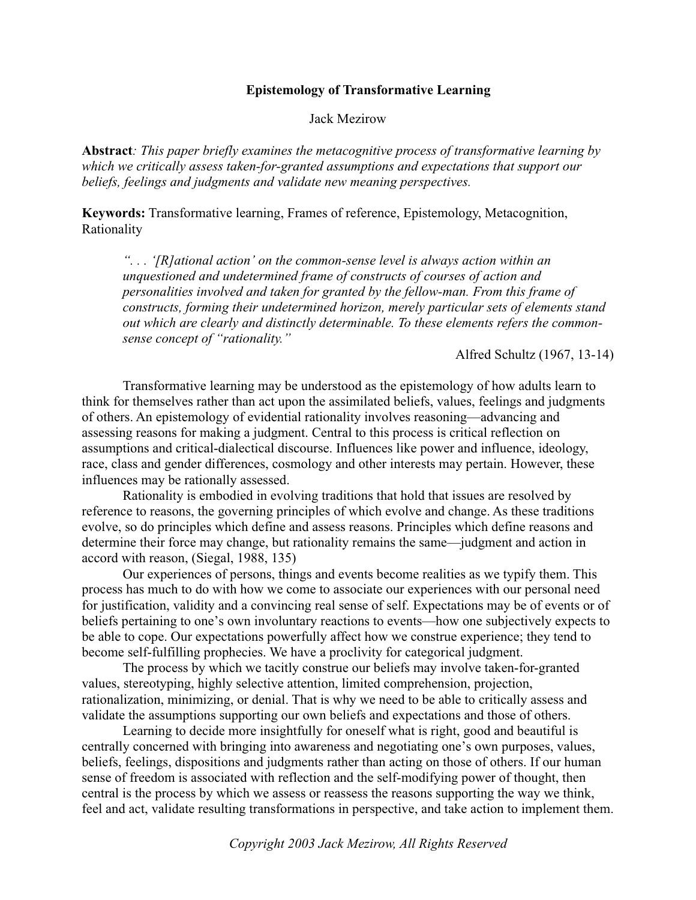# Epistemology of Transformative Learning

Jack Mezirow

**Abstract**: *This paper briefly examines the metacognitive process of transformative learning by which we critically assess taken-for-granted assumptions and expectations that support our beliefs, feelings and judgments and validate new meaning perspectives.*

**Keywords:** Transformative learning, Frames of reference, Epistemology, Metacognition, Rationality

> *". . . '[R]ational action' on the common-sense level is always action within an unquestioned and undetermined frame of constructs of courses of action and personalities involved and taken for granted by the fellow-man. From this frame of constructs, forming their undetermined horizon, merely particular sets of elements stand out which are clearly and distinctly determinable. To these elements refers the common-sense concept of "rationality."*
>
> Alfred Schultz (1967, 13-14)

Transformative learning may be understood as the epistemology of how adults learn to think for themselves rather than act upon the assimilated beliefs, values, feelings and judgments of others. An epistemology of evidential rationality involves reasoning—advancing and assessing reasons for making a judgment. Central to this process is critical reflection on assumptions and critical-dialectical discourse. Influences like power and influence, ideology, race, class and gender differences, cosmology and other interests may pertain. However, these influences may be rationally assessed.

Rationality is embodied in evolving traditions that hold that issues are resolved by reference to reasons, the governing principles of which evolve and change. As these traditions evolve, so do principles which define and assess reasons. Principles which define reasons and determine their force may change, but rationality remains the same—judgment and action in accord with reason, (Siegal, 1988, 135)

Our experiences of persons, things and events become realities as we typify them. This process has much to do with how we come to associate our experiences with our personal need for justification, validity and a convincing real sense of self. Expectations may be of events or of beliefs pertaining to one's own involuntary reactions to events—how one subjectively expects to be able to cope. Our expectations powerfully affect how we construe experience; they tend to become self-fulfilling prophecies. We have a proclivity for categorical judgment.

The process by which we tacitly construe our beliefs may involve taken-for-granted values, stereotyping, highly selective attention, limited comprehension, projection, rationalization, minimizing, or denial. That is why we need to be able to critically assess and validate the assumptions supporting our own beliefs and expectations and those of others.

Learning to decide more insightfully for oneself what is right, good and beautiful is centrally concerned with bringing into awareness and negotiating one's own purposes, values, beliefs, feelings, dispositions and judgments rather than acting on those of others. If our human sense of freedom is associated with reflection and the self-modifying power of thought, then central is the process by which we assess or reassess the reasons supporting the way we think, feel and act, validate resulting transformations in perspective, and take action to implement them.

*Copyright 2003 Jack Mezirow, All Rights Reserved*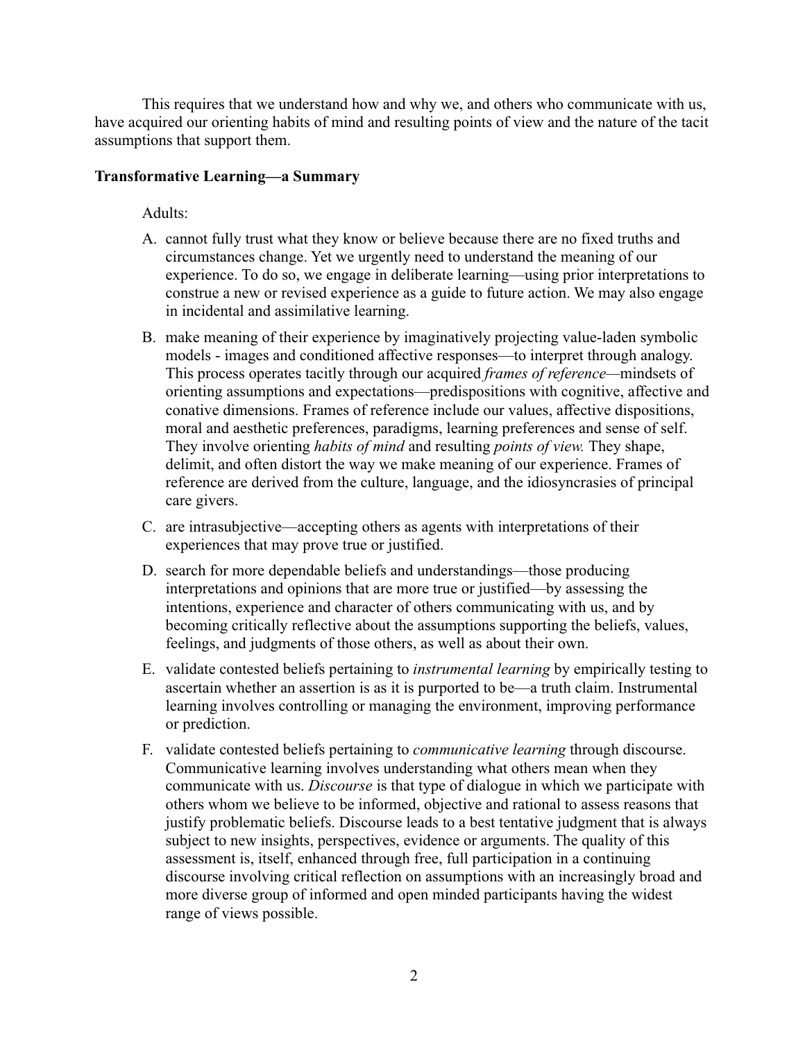This requires that we understand how and why we, and others who communicate with us, have acquired our orienting habits of mind and resulting points of view and the nature of the tacit assumptions that support them.

**Transformative Learning—a Summary**

Adults:

A. cannot fully trust what they know or believe because there are no fixed truths and circumstances change. Yet we urgently need to understand the meaning of our experience. To do so, we engage in deliberate learning—using prior interpretations to construe a new or revised experience as a guide to future action. We may also engage in incidental and assimilative learning.

B. make meaning of their experience by imaginatively projecting value-laden symbolic models - images and conditioned affective responses—to interpret through analogy. This process operates tacitly through our acquired *frames of reference*—mindsets of orienting assumptions and expectations—predispositions with cognitive, affective and conative dimensions. Frames of reference include our values, affective dispositions, moral and aesthetic preferences, paradigms, learning preferences and sense of self. They involve orienting *habits of mind* and resulting *points of view.* They shape, delimit, and often distort the way we make meaning of our experience. Frames of reference are derived from the culture, language, and the idiosyncrasies of principal care givers.

C. are intrasubjective—accepting others as agents with interpretations of their experiences that may prove true or justified.

D. search for more dependable beliefs and understandings—those producing interpretations and opinions that are more true or justified—by assessing the intentions, experience and character of others communicating with us, and by becoming critically reflective about the assumptions supporting the beliefs, values, feelings, and judgments of those others, as well as about their own.

E. validate contested beliefs pertaining to *instrumental learning* by empirically testing to ascertain whether an assertion is as it is purported to be—a truth claim. Instrumental learning involves controlling or managing the environment, improving performance or prediction.

F. validate contested beliefs pertaining to *communicative learning* through discourse. Communicative learning involves understanding what others mean when they communicate with us. *Discourse* is that type of dialogue in which we participate with others whom we believe to be informed, objective and rational to assess reasons that justify problematic beliefs. Discourse leads to a best tentative judgment that is always subject to new insights, perspectives, evidence or arguments. The quality of this assessment is, itself, enhanced through free, full participation in a continuing discourse involving critical reflection on assumptions with an increasingly broad and more diverse group of informed and open minded participants having the widest range of views possible.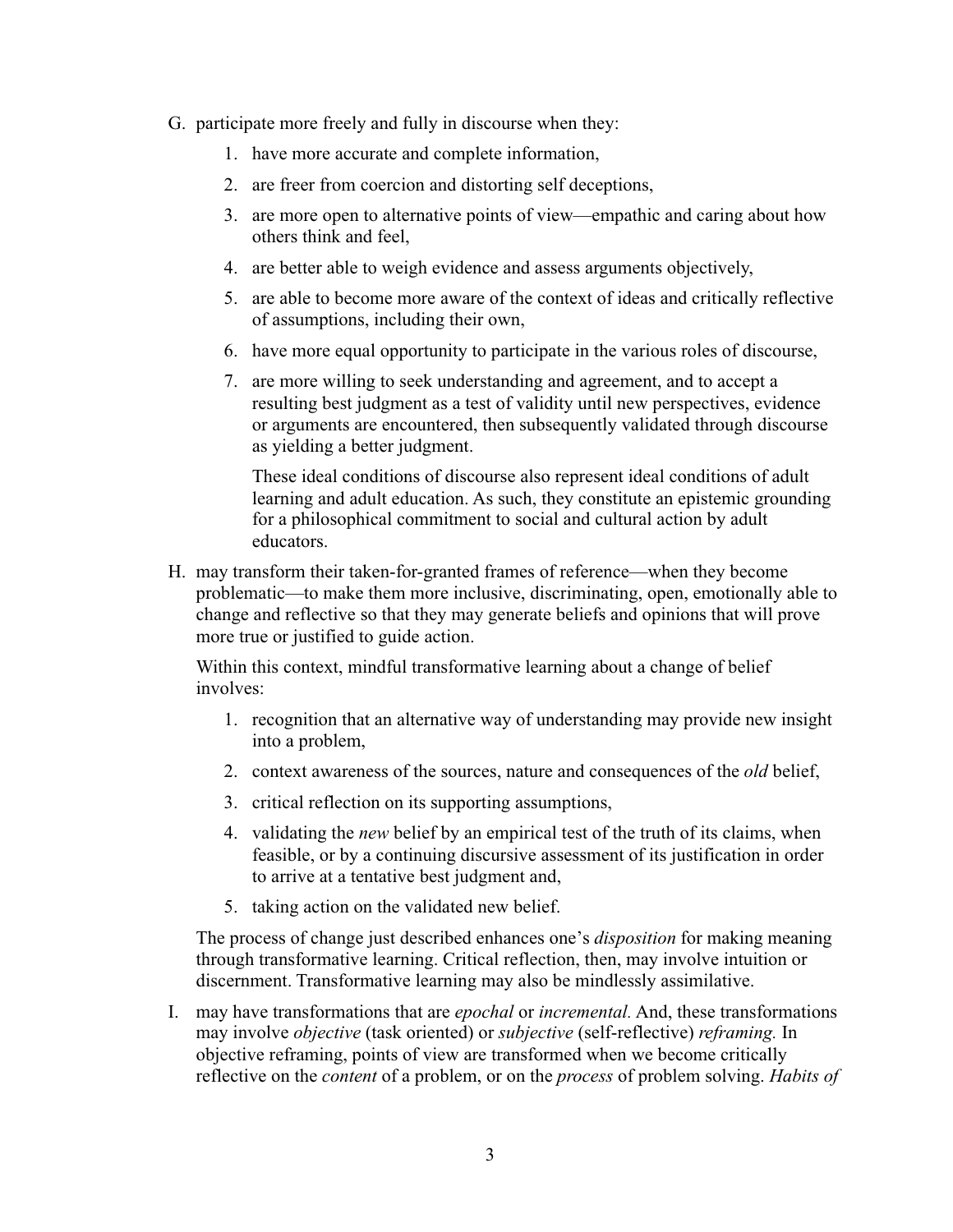G. participate more freely and fully in discourse when they:

   1. have more accurate and complete information,
   2. are freer from coercion and distorting self deceptions,
   3. are more open to alternative points of view—empathic and caring about how others think and feel,
   4. are better able to weigh evidence and assess arguments objectively,
   5. are able to become more aware of the context of ideas and critically reflective of assumptions, including their own,
   6. have more equal opportunity to participate in the various roles of discourse,
   7. are more willing to seek understanding and agreement, and to accept a resulting best judgment as a test of validity until new perspectives, evidence or arguments are encountered, then subsequently validated through discourse as yielding a better judgment.

      These ideal conditions of discourse also represent ideal conditions of adult learning and adult education. As such, they constitute an epistemic grounding for a philosophical commitment to social and cultural action by adult educators.

H. may transform their taken-for-granted frames of reference—when they become problematic—to make them more inclusive, discriminating, open, emotionally able to change and reflective so that they may generate beliefs and opinions that will prove more true or justified to guide action.

   Within this context, mindful transformative learning about a change of belief involves:

   1. recognition that an alternative way of understanding may provide new insight into a problem,
   2. context awareness of the sources, nature and consequences of the *old* belief,
   3. critical reflection on its supporting assumptions,
   4. validating the *new* belief by an empirical test of the truth of its claims, when feasible, or by a continuing discursive assessment of its justification in order to arrive at a tentative best judgment and,
   5. taking action on the validated new belief.

   The process of change just described enhances one's *disposition* for making meaning through transformative learning. Critical reflection, then, may involve intuition or discernment. Transformative learning may also be mindlessly assimilative.

I. may have transformations that are *epochal* or *incremental.* And, these transformations may involve *objective* (task oriented) or *subjective* (self-reflective) *reframing.* In objective reframing, points of view are transformed when we become critically reflective on the *content* of a problem, or on the *process* of problem solving. *Habits of*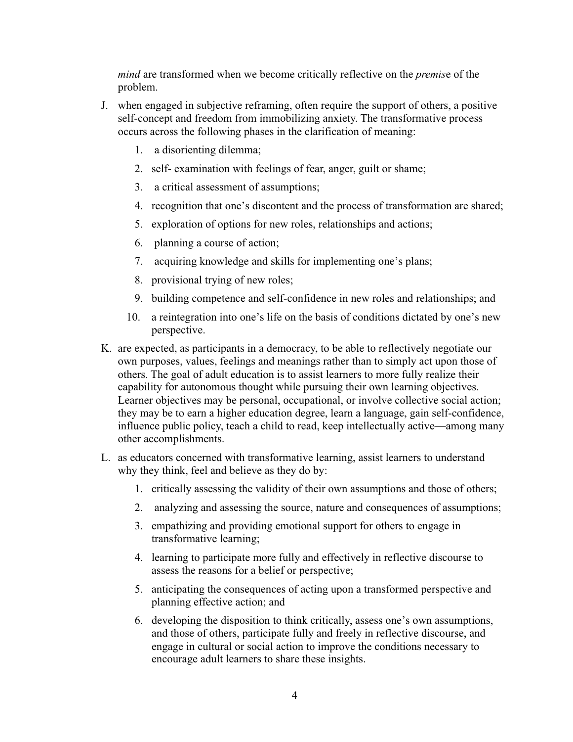*mind* are transformed when we become critically reflective on the *premis*e of the problem.

J. when engaged in subjective reframing, often require the support of others, a positive self-concept and freedom from immobilizing anxiety. The transformative process occurs across the following phases in the clarification of meaning:

   1. a disorienting dilemma;
   2. self- examination with feelings of fear, anger, guilt or shame;
   3. a critical assessment of assumptions;
   4. recognition that one's discontent and the process of transformation are shared;
   5. exploration of options for new roles, relationships and actions;
   6. planning a course of action;
   7. acquiring knowledge and skills for implementing one's plans;
   8. provisional trying of new roles;
   9. building competence and self-confidence in new roles and relationships; and
   10. a reintegration into one's life on the basis of conditions dictated by one's new perspective.

K. are expected, as participants in a democracy, to be able to reflectively negotiate our own purposes, values, feelings and meanings rather than to simply act upon those of others. The goal of adult education is to assist learners to more fully realize their capability for autonomous thought while pursuing their own learning objectives. Learner objectives may be personal, occupational, or involve collective social action; they may be to earn a higher education degree, learn a language, gain self-confidence, influence public policy, teach a child to read, keep intellectually active—among many other accomplishments.

L. as educators concerned with transformative learning, assist learners to understand why they think, feel and believe as they do by:

   1. critically assessing the validity of their own assumptions and those of others;
   2. analyzing and assessing the source, nature and consequences of assumptions;
   3. empathizing and providing emotional support for others to engage in transformative learning;
   4. learning to participate more fully and effectively in reflective discourse to assess the reasons for a belief or perspective;
   5. anticipating the consequences of acting upon a transformed perspective and planning effective action; and
   6. developing the disposition to think critically, assess one's own assumptions, and those of others, participate fully and freely in reflective discourse, and engage in cultural or social action to improve the conditions necessary to encourage adult learners to share these insights.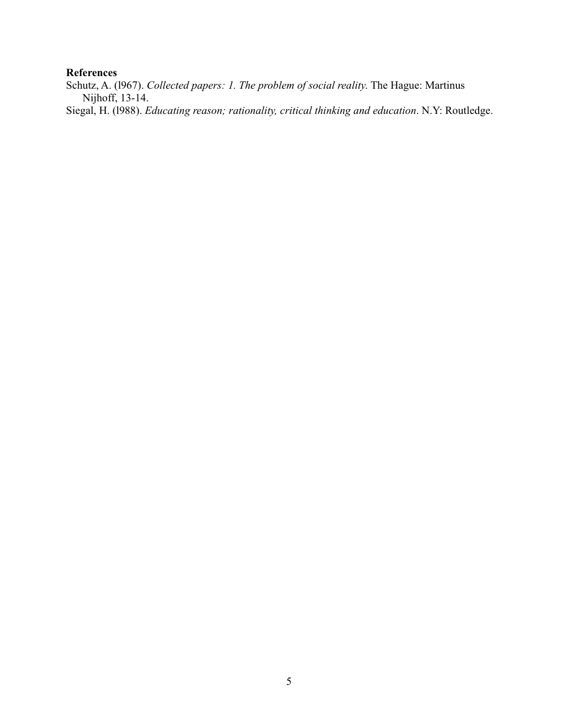**References**

Schutz, A. (l967). *Collected papers: 1. The problem of social reality.* The Hague: Martinus Nijhoff, 13-14.

Siegal, H. (l988). *Educating reason; rationality, critical thinking and education*. N.Y: Routledge.